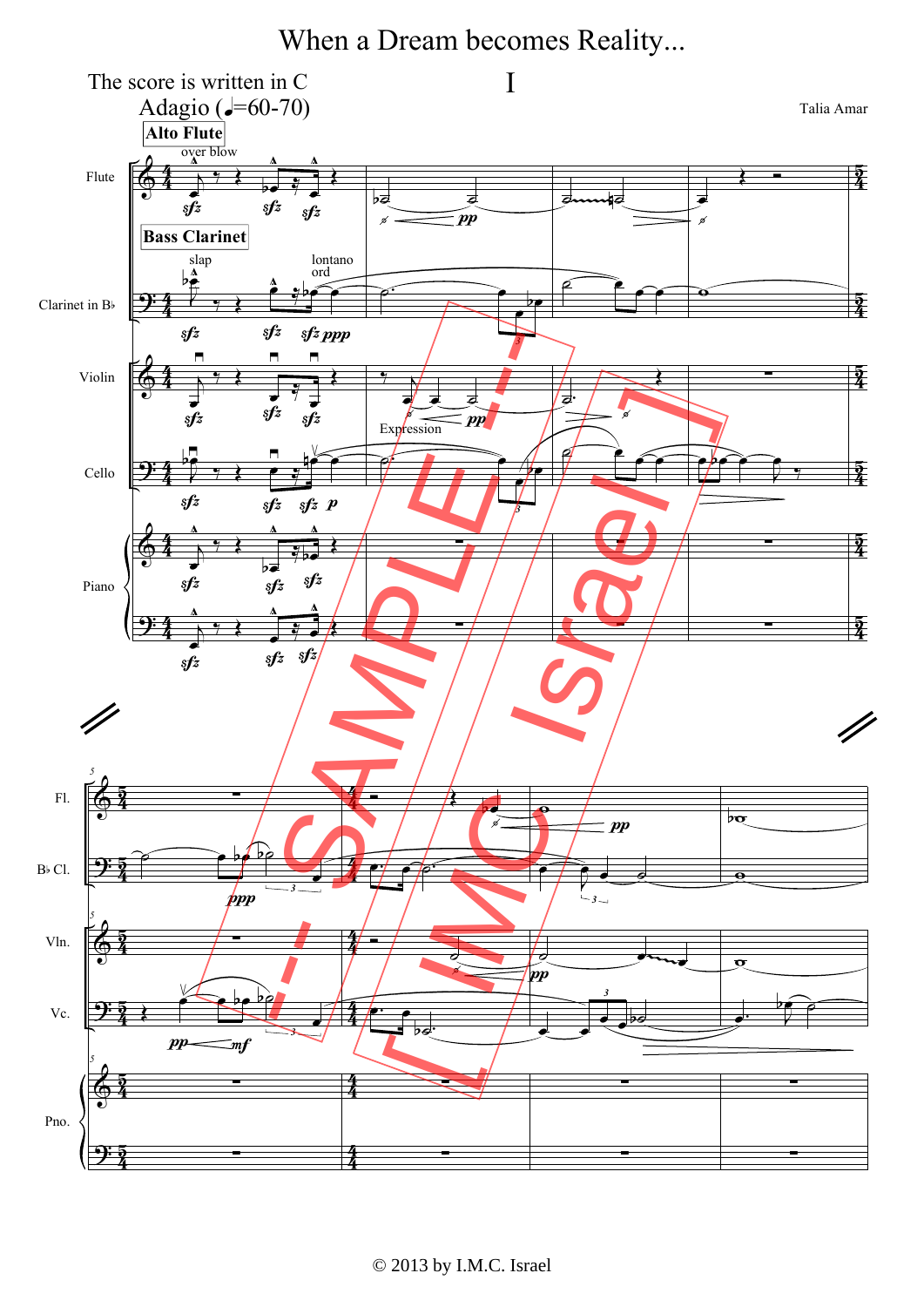# When a Dream becomes Reality...

## I

The score is written in C

Adagio (♩=60-70)

Talia Amar

© 2013 by I.M.C. Israel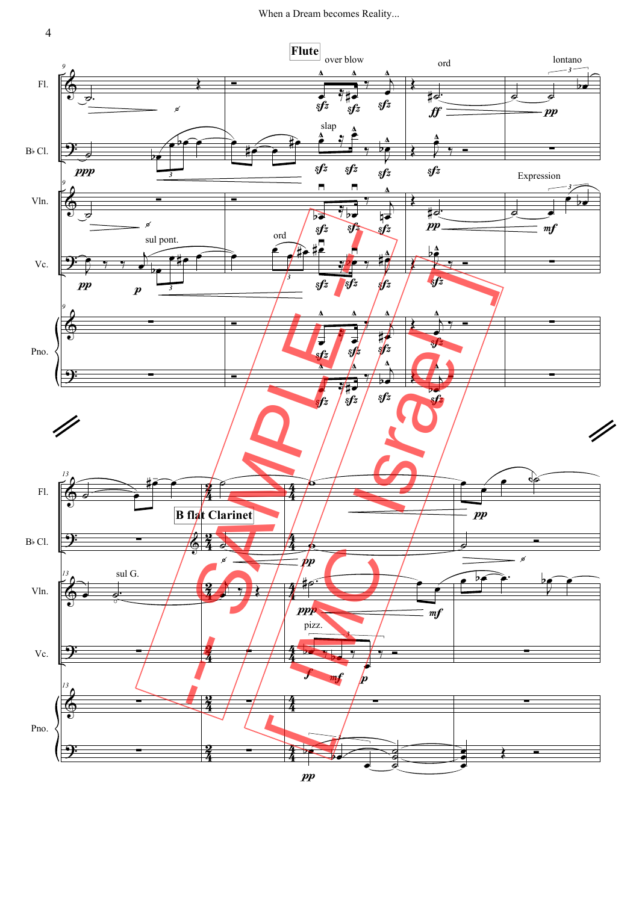**Flute**

over blow · ord · lontano

slap

Expression

sul pont. · ord

**B flat Clarinet**

sul G.

pizz.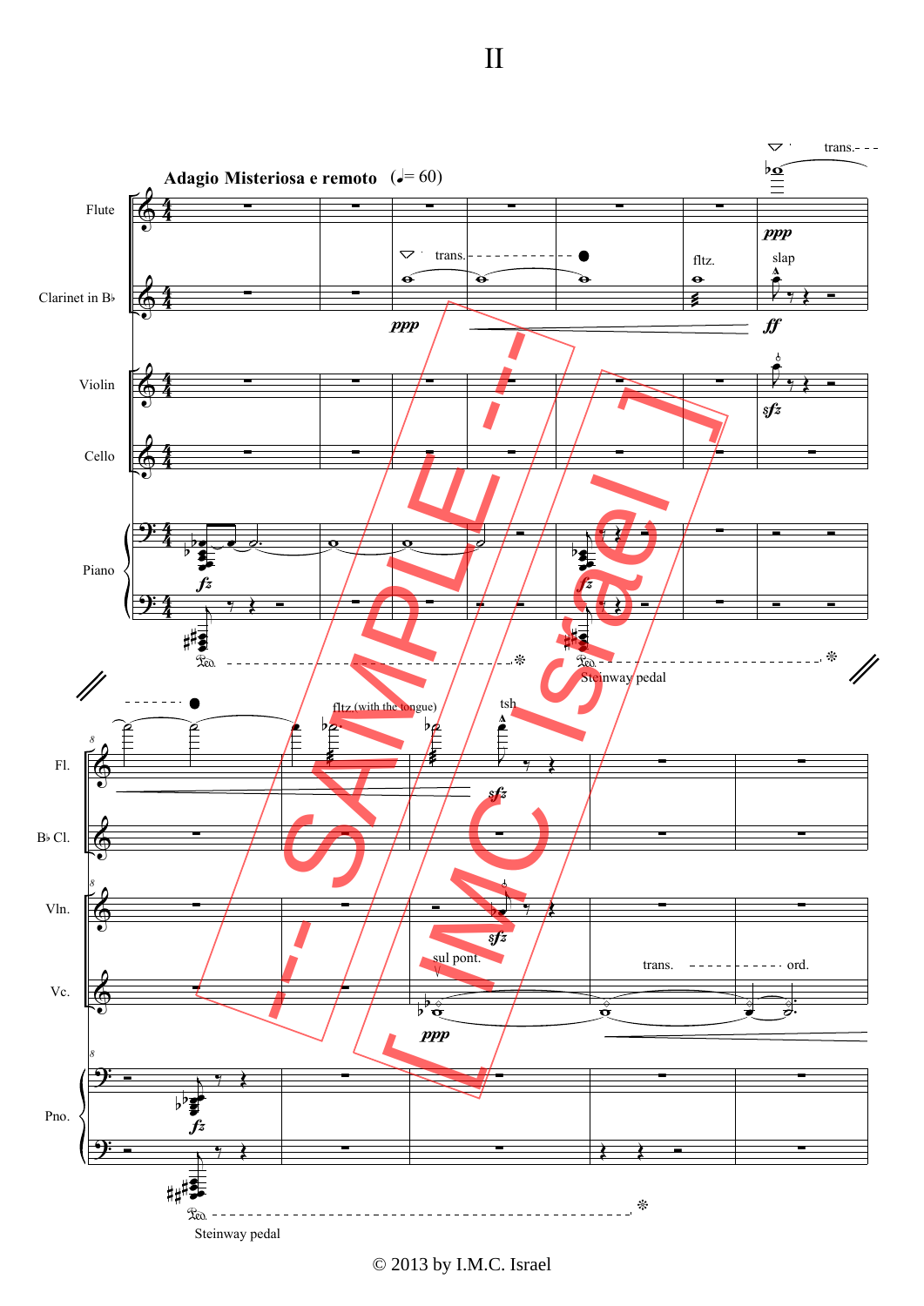# II

**Adagio Misteriosa e remoto** (♩= 60)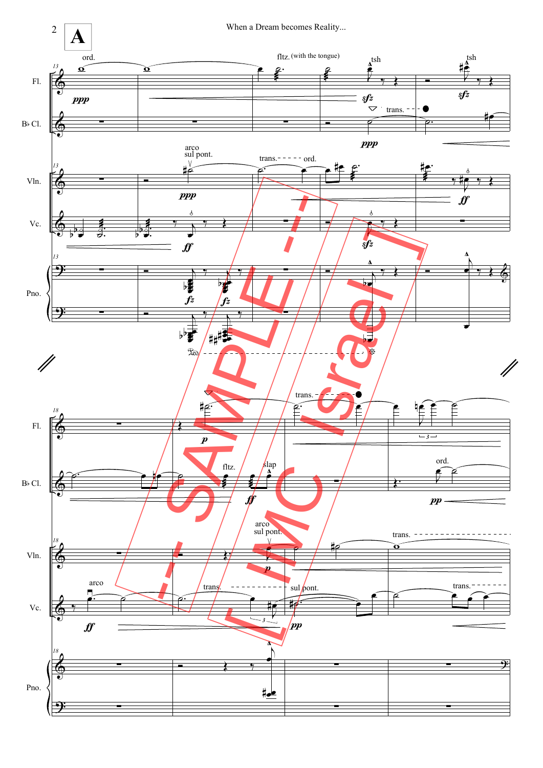# A

Fl.

B♭ Cl.

Vln.

Vc.

Pno.

ord. · fltz. (with the tongue) · tsh · trans. · arco · sul pont. · ord. · slap · fltz.

*ppp* · *sfz* · *ff* · *fz* · *p* · *pp*

--- SAMPLE --- [ IMC Israel ]